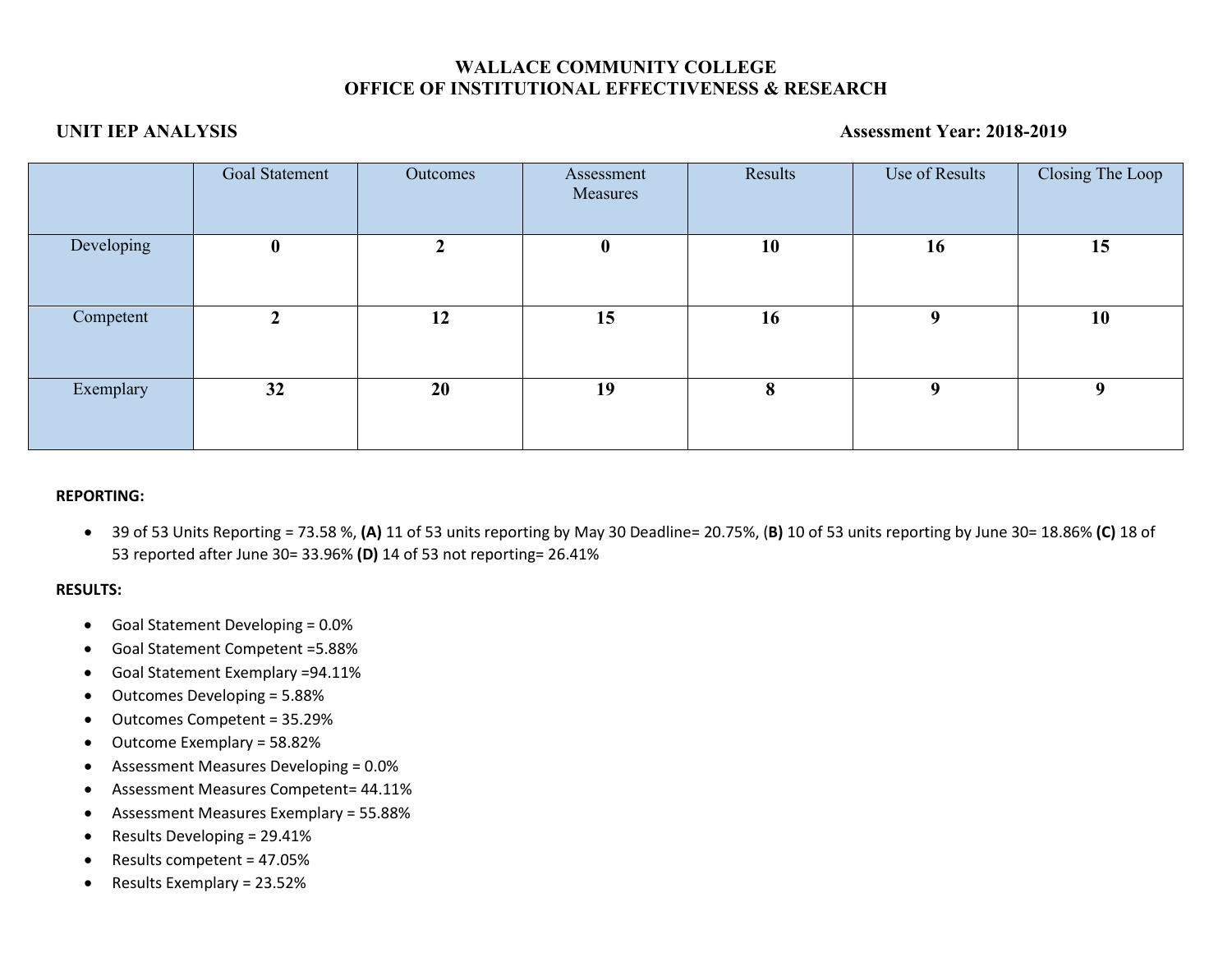# WALLACE COMMUNITY COLLEGE
## OFFICE OF INSTITUTIONAL EFFECTIVENESS & RESEARCH

**UNIT IEP ANALYSIS** **Assessment Year: 2018-2019**

| | Goal Statement | Outcomes | Assessment Measures | Results | Use of Results | Closing The Loop |
|---|---|---|---|---|---|---|
| Developing | **0** | **2** | **0** | **10** | **16** | **15** |
| Competent | **2** | **12** | **15** | **16** | **9** | **10** |
| Exemplary | **32** | **20** | **19** | **8** | **9** | **9** |

**REPORTING:**

- 39 of 53 Units Reporting = 73.58 %, **(A)** 11 of 53 units reporting by May 30 Deadline= 20.75%, (**B)** 10 of 53 units reporting by June 30= 18.86% **(C)** 18 of 53 reported after June 30= 33.96% **(D)** 14 of 53 not reporting= 26.41%

**RESULTS:**

- Goal Statement Developing = 0.0%
- Goal Statement Competent =5.88%
- Goal Statement Exemplary =94.11%
- Outcomes Developing = 5.88%
- Outcomes Competent = 35.29%
- Outcome Exemplary = 58.82%
- Assessment Measures Developing = 0.0%
- Assessment Measures Competent= 44.11%
- Assessment Measures Exemplary = 55.88%
- Results Developing = 29.41%
- Results competent = 47.05%
- Results Exemplary = 23.52%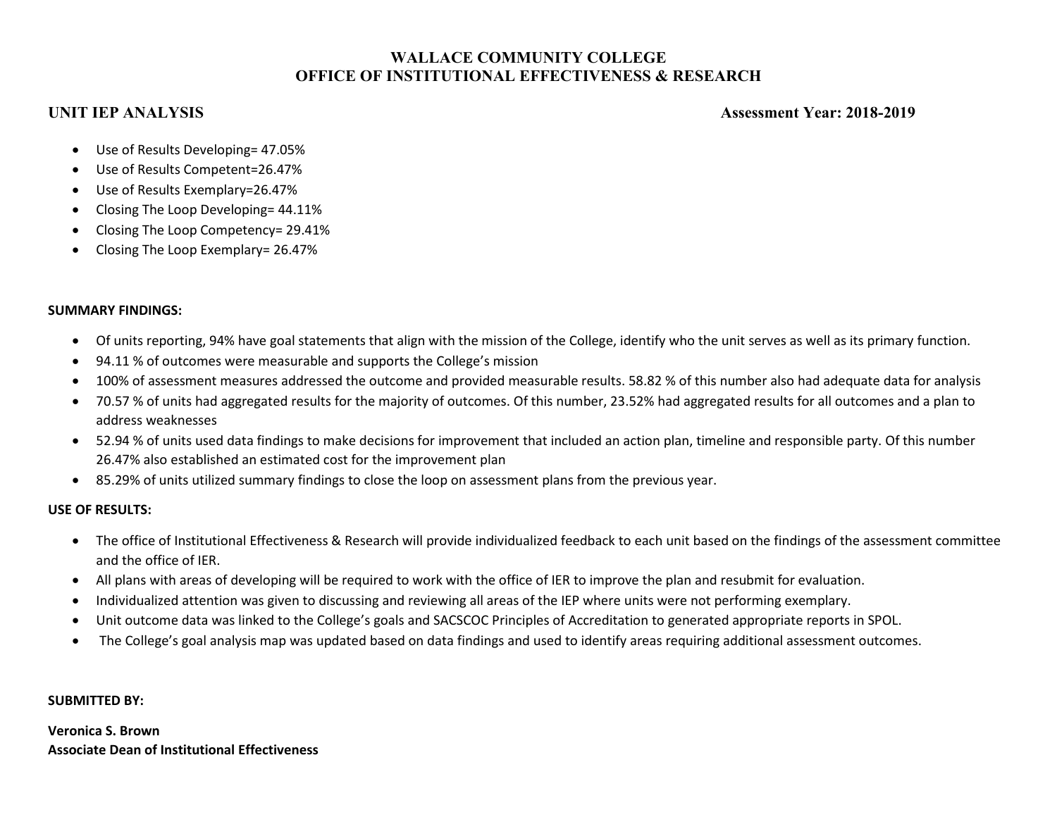**WALLACE COMMUNITY COLLEGE**
**OFFICE OF INSTITUTIONAL EFFECTIVENESS & RESEARCH**

## UNIT IEP ANALYSIS

**Assessment Year: 2018-2019**

- Use of Results Developing= 47.05%
- Use of Results Competent=26.47%
- Use of Results Exemplary=26.47%
- Closing The Loop Developing= 44.11%
- Closing The Loop Competency= 29.41%
- Closing The Loop Exemplary= 26.47%

### SUMMARY FINDINGS:

- Of units reporting, 94% have goal statements that align with the mission of the College, identify who the unit serves as well as its primary function.
- 94.11 % of outcomes were measurable and supports the College's mission
- 100% of assessment measures addressed the outcome and provided measurable results. 58.82 % of this number also had adequate data for analysis
- 70.57 % of units had aggregated results for the majority of outcomes. Of this number, 23.52% had aggregated results for all outcomes and a plan to address weaknesses
- 52.94 % of units used data findings to make decisions for improvement that included an action plan, timeline and responsible party. Of this number 26.47% also established an estimated cost for the improvement plan
- 85.29% of units utilized summary findings to close the loop on assessment plans from the previous year.

### USE OF RESULTS:

- The office of Institutional Effectiveness & Research will provide individualized feedback to each unit based on the findings of the assessment committee and the office of IER.
- All plans with areas of developing will be required to work with the office of IER to improve the plan and resubmit for evaluation.
- Individualized attention was given to discussing and reviewing all areas of the IEP where units were not performing exemplary.
- Unit outcome data was linked to the College's goals and SACSCOC Principles of Accreditation to generated appropriate reports in SPOL.
- The College's goal analysis map was updated based on data findings and used to identify areas requiring additional assessment outcomes.

**SUBMITTED BY:**

**Veronica S. Brown**
**Associate Dean of Institutional Effectiveness**